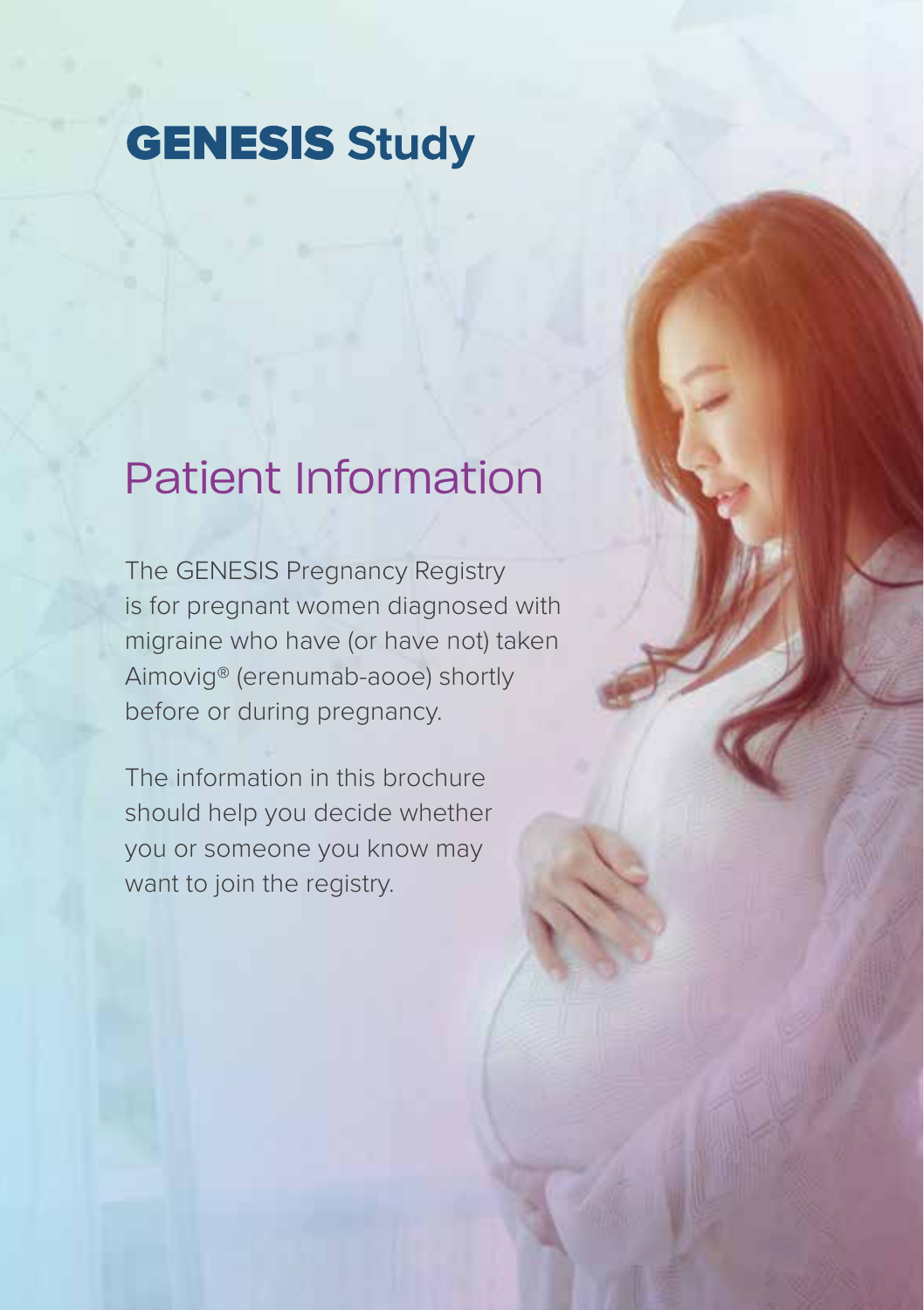# GENESIS Study

## Patient Information

The GENESIS Pregnancy Registry is for pregnant women diagnosed with migraine who have (or have not) taken Aimovig® (erenumab-aooe) shortly before or during pregnancy.

The information in this brochure should help you decide whether you or someone you know may want to join the registry.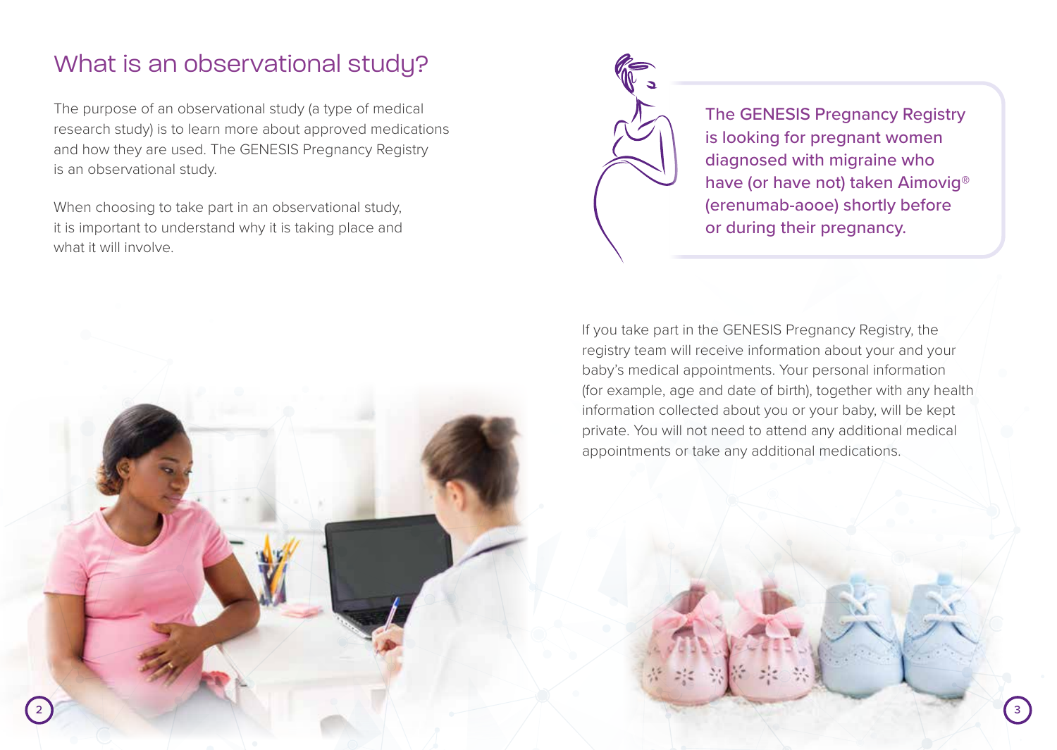## What is an observational study?

The purpose of an observational study (a type of medical research study) is to learn more about approved medications and how they are used. The GENESIS Pregnancy Registry is an observational study.

When choosing to take part in an observational study, it is important to understand why it is taking place and what it will involve.

**The GENESIS Pregnancy Registry is looking for pregnant women diagnosed with migraine who have (or have not) taken Aimovig® (erenumab-aooe) shortly before or during their pregnancy.**

If you take part in the GENESIS Pregnancy Registry, the registry team will receive information about your and your baby's medical appointments. Your personal information (for example, age and date of birth), together with any health information collected about you or your baby, will be kept private. You will not need to attend any additional medical appointments or take any additional medications.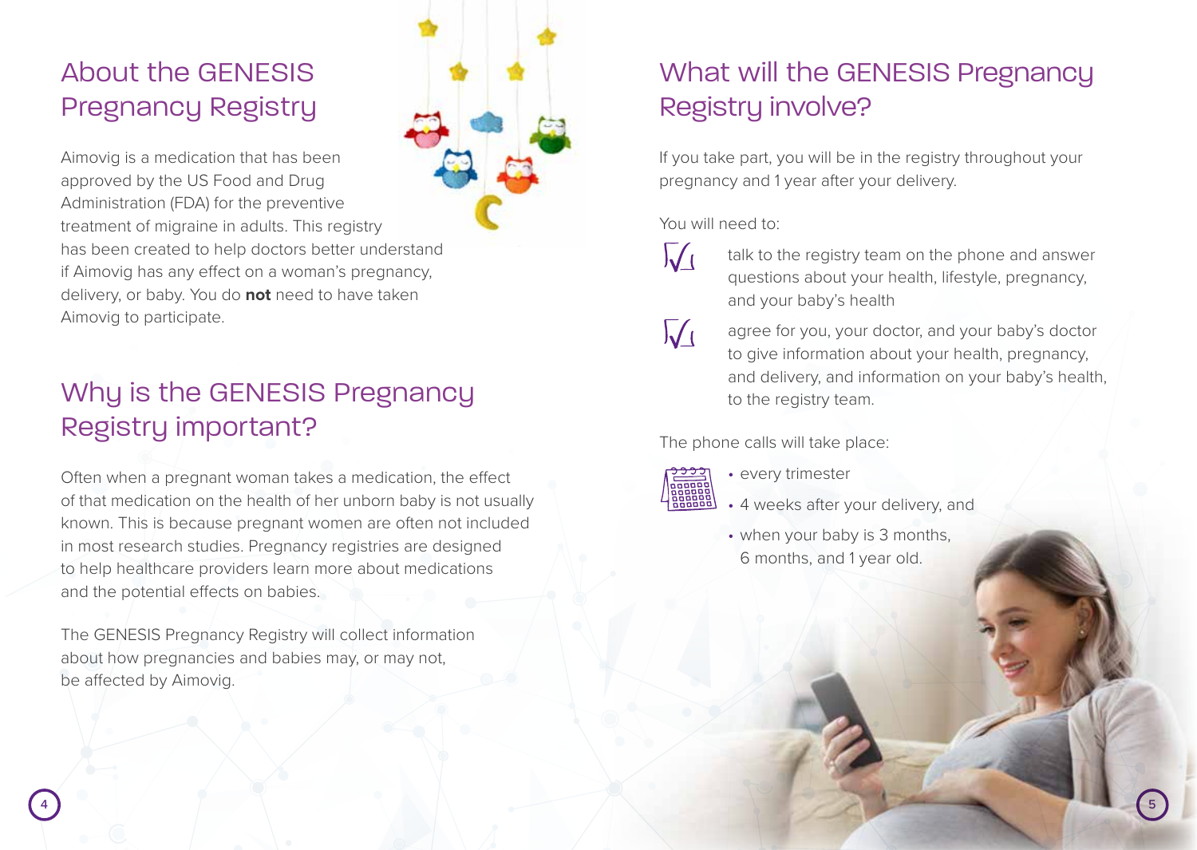## About the GENESIS Pregnancy Registry

Aimovig is a medication that has been approved by the US Food and Drug Administration (FDA) for the preventive treatment of migraine in adults. This registry has been created to help doctors better understand if Aimovig has any effect on a woman's pregnancy, delivery, or baby. You do **not** need to have taken Aimovig to participate.

## Why is the GENESIS Pregnancy Registry important?

Often when a pregnant woman takes a medication, the effect of that medication on the health of her unborn baby is not usually known. This is because pregnant women are often not included in most research studies. Pregnancy registries are designed to help healthcare providers learn more about medications and the potential effects on babies.

The GENESIS Pregnancy Registry will collect information about how pregnancies and babies may, or may not, be affected by Aimovig.

## What will the GENESIS Pregnancy Registry involve?

If you take part, you will be in the registry throughout your pregnancy and 1 year after your delivery.

You will need to:

- talk to the registry team on the phone and answer questions about your health, lifestyle, pregnancy, and your baby's health
- agree for you, your doctor, and your baby's doctor to give information about your health, pregnancy, and delivery, and information on your baby's health, to the registry team.

The phone calls will take place:

- every trimester
- 4 weeks after your delivery, and
- when your baby is 3 months, 6 months, and 1 year old.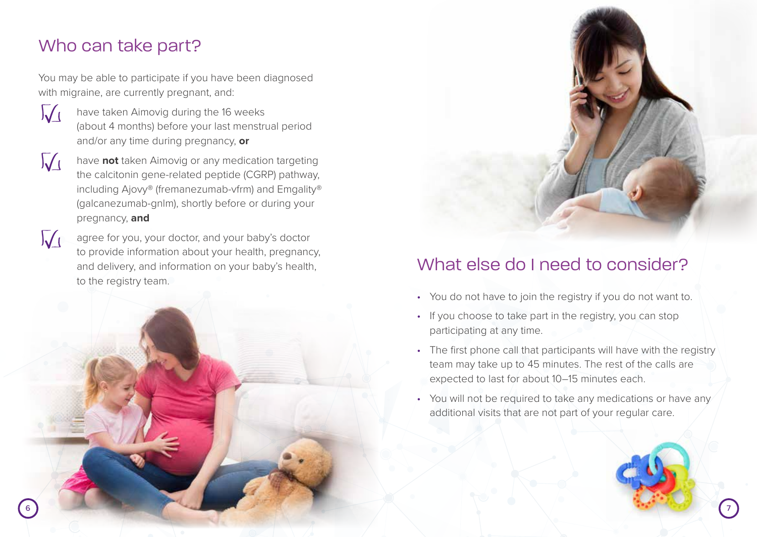## Who can take part?

You may be able to participate if you have been diagnosed with migraine, are currently pregnant, and:

- have taken Aimovig during the 16 weeks (about 4 months) before your last menstrual period and/or any time during pregnancy, **or**
- have **not** taken Aimovig or any medication targeting the calcitonin gene-related peptide (CGRP) pathway, including Ajovy® (fremanezumab-vfrm) and Emgality® (galcanezumab-gnlm), shortly before or during your pregnancy, **and**
- agree for you, your doctor, and your baby's doctor to provide information about your health, pregnancy, and delivery, and information on your baby's health, to the registry team.

## What else do I need to consider?

- You do not have to join the registry if you do not want to.
- If you choose to take part in the registry, you can stop participating at any time.
- The first phone call that participants will have with the registry team may take up to 45 minutes. The rest of the calls are expected to last for about 10–15 minutes each.
- You will not be required to take any medications or have any additional visits that are not part of your regular care.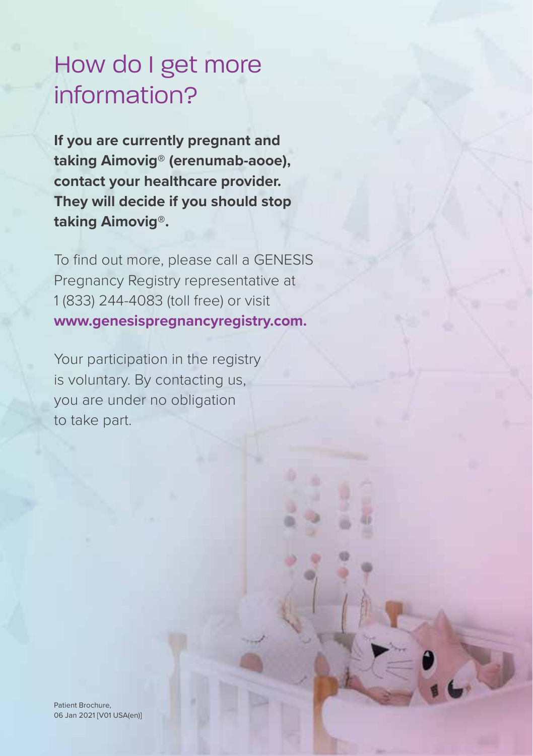# How do I get more information?

**If you are currently pregnant and taking Aimovig® (erenumab-aooe), contact your healthcare provider. They will decide if you should stop taking Aimovig®.**

To find out more, please call a GENESIS Pregnancy Registry representative at 1 (833) 244-4083 (toll free) or visit **www.genesispregnancyregistry.com.**

Your participation in the registry is voluntary. By contacting us, you are under no obligation to take part.

Patient Brochure,
06 Jan 2021 [V01 USA(en)]